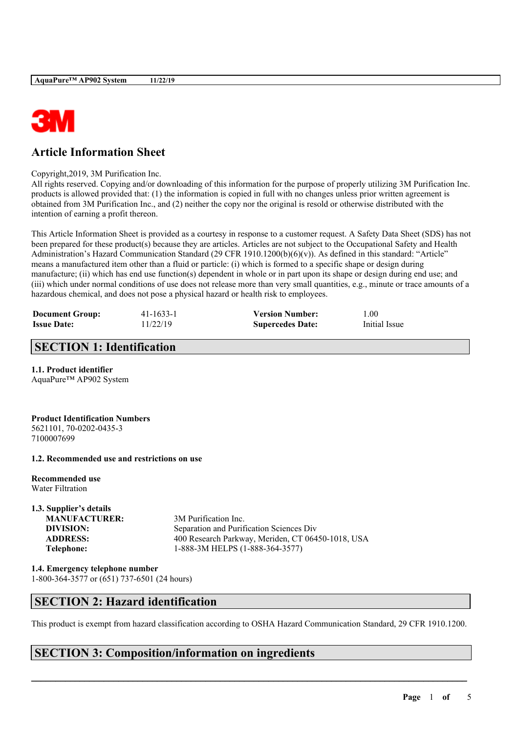# Article Information Sheet

Copyright,2019, 3M Purification Inc.
All rights reserved. Copying and/or downloading of this information for the purpose of properly utilizing 3M Purification Inc. products is allowed provided that: (1) the information is copied in full with no changes unless prior written agreement is obtained from 3M Purification Inc., and (2) neither the copy nor the original is resold or otherwise distributed with the intention of earning a profit thereon.

This Article Information Sheet is provided as a courtesy in response to a customer request. A Safety Data Sheet (SDS) has not been prepared for these product(s) because they are articles. Articles are not subject to the Occupational Safety and Health Administration's Hazard Communication Standard (29 CFR 1910.1200(b)(6)(v)). As defined in this standard: "Article" means a manufactured item other than a fluid or particle: (i) which is formed to a specific shape or design during manufacture; (ii) which has end use function(s) dependent in whole or in part upon its shape or design during end use; and (iii) which under normal conditions of use does not release more than very small quantities, e.g., minute or trace amounts of a hazardous chemical, and does not pose a physical hazard or health risk to employees.

| | | | |
|---|---|---|---|
| **Document Group:** | 41-1633-1 | **Version Number:** | 1.00 |
| **Issue Date:** | 11/22/19 | **Supercedes Date:** | Initial Issue |

## SECTION 1: Identification

**1.1. Product identifier**
AquaPure™ AP902 System

**Product Identification Numbers**
5621101, 70-0202-0435-3
7100007699

**1.2. Recommended use and restrictions on use**

**Recommended use**
Water Filtration

**1.3. Supplier's details**

| | |
|---|---|
| **MANUFACTURER:** | 3M Purification Inc. |
| **DIVISION:** | Separation and Purification Sciences Div |
| **ADDRESS:** | 400 Research Parkway, Meriden, CT 06450-1018, USA |
| **Telephone:** | 1-888-3M HELPS (1-888-364-3577) |

**1.4. Emergency telephone number**
1-800-364-3577 or (651) 737-6501 (24 hours)

## SECTION 2: Hazard identification

This product is exempt from hazard classification according to OSHA Hazard Communication Standard, 29 CFR 1910.1200.

## SECTION 3: Composition/information on ingredients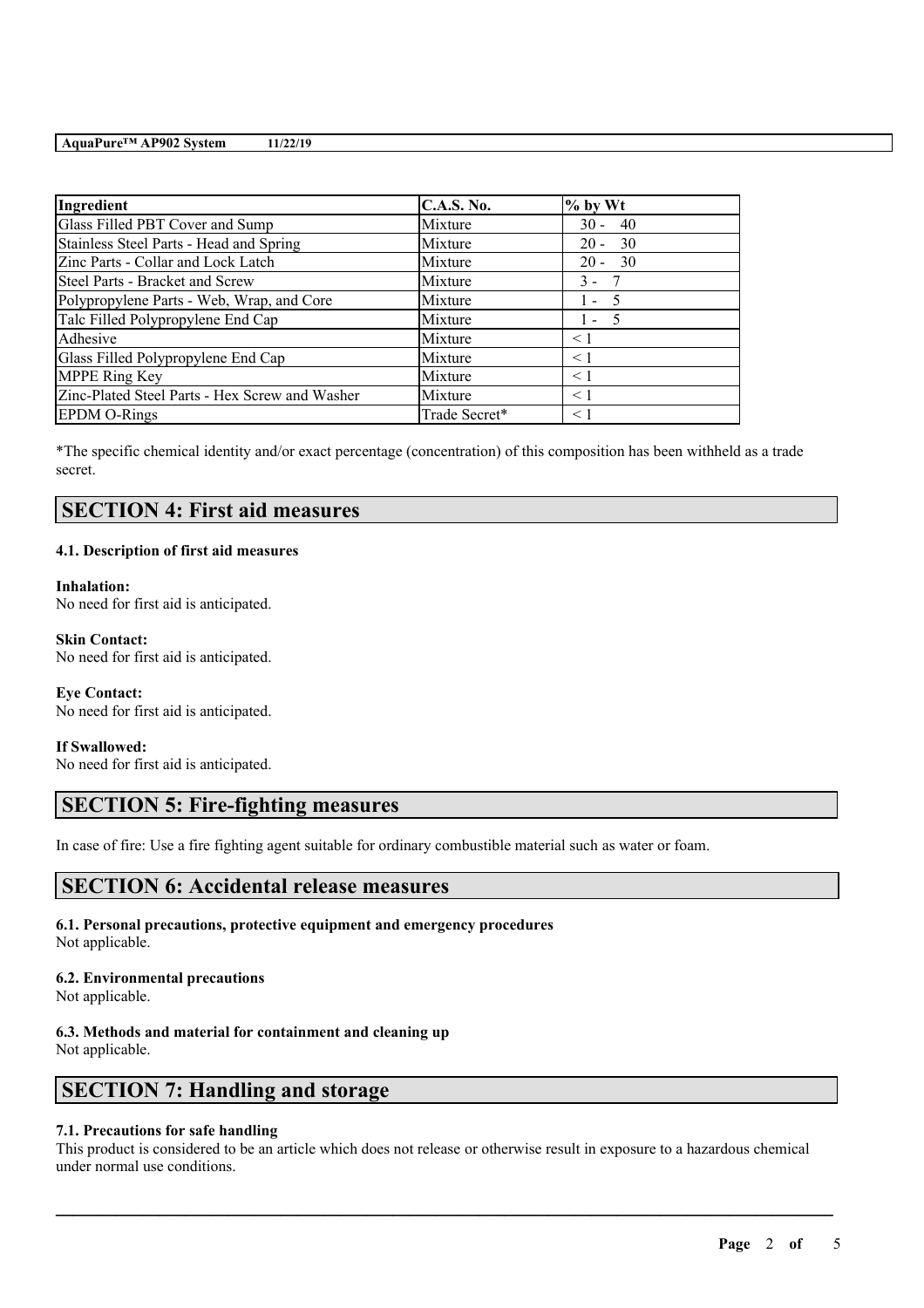| Ingredient | C.A.S. No. | % by Wt |
|---|---|---|
| Glass Filled PBT Cover and Sump | Mixture | 30 - 40 |
| Stainless Steel Parts - Head and Spring | Mixture | 20 - 30 |
| Zinc Parts - Collar and Lock Latch | Mixture | 20 - 30 |
| Steel Parts - Bracket and Screw | Mixture | 3 - 7 |
| Polypropylene Parts - Web, Wrap, and Core | Mixture | 1 - 5 |
| Talc Filled Polypropylene End Cap | Mixture | 1 - 5 |
| Adhesive | Mixture | < 1 |
| Glass Filled Polypropylene End Cap | Mixture | < 1 |
| MPPE Ring Key | Mixture | < 1 |
| Zinc-Plated Steel Parts - Hex Screw and Washer | Mixture | < 1 |
| EPDM O-Rings | Trade Secret* | < 1 |

*The specific chemical identity and/or exact percentage (concentration) of this composition has been withheld as a trade secret.

## SECTION 4: First aid measures

### 4.1. Description of first aid measures

**Inhalation:**
No need for first aid is anticipated.

**Skin Contact:**
No need for first aid is anticipated.

**Eye Contact:**
No need for first aid is anticipated.

**If Swallowed:**
No need for first aid is anticipated.

## SECTION 5: Fire-fighting measures

In case of fire: Use a fire fighting agent suitable for ordinary combustible material such as water or foam.

## SECTION 6: Accidental release measures

### 6.1. Personal precautions, protective equipment and emergency procedures
Not applicable.

### 6.2. Environmental precautions
Not applicable.

### 6.3. Methods and material for containment and cleaning up
Not applicable.

## SECTION 7: Handling and storage

### 7.1. Precautions for safe handling
This product is considered to be an article which does not release or otherwise result in exposure to a hazardous chemical under normal use conditions.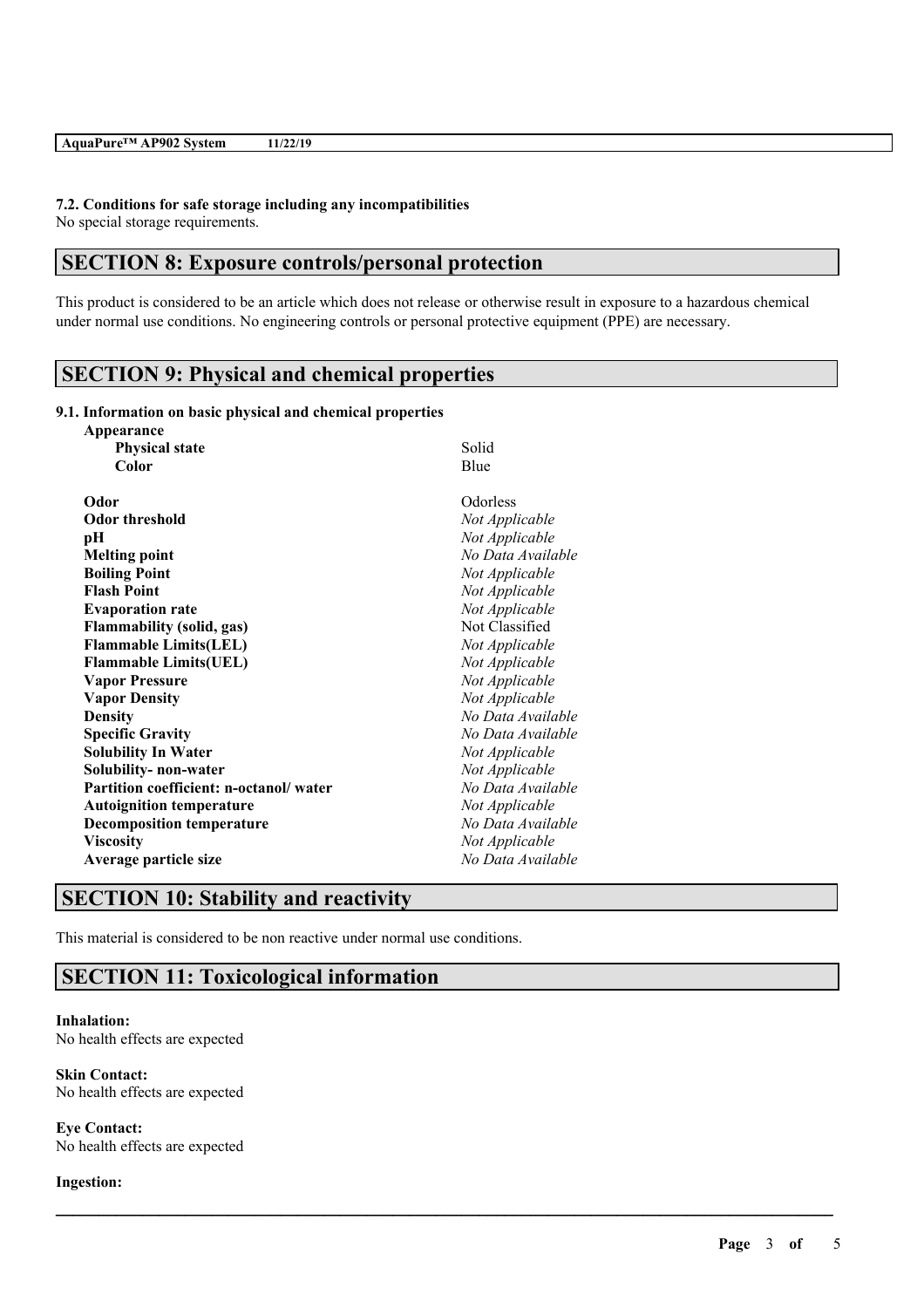### 7.2. Conditions for safe storage including any incompatibilities

No special storage requirements.

## SECTION 8: Exposure controls/personal protection

This product is considered to be an article which does not release or otherwise result in exposure to a hazardous chemical under normal use conditions. No engineering controls or personal protective equipment (PPE) are necessary.

## SECTION 9: Physical and chemical properties

### 9.1. Information on basic physical and chemical properties

| Property | Value |
|---|---|
| **Appearance** | |
| **Physical state** | Solid |
| **Color** | Blue |
| **Odor** | Odorless |
| **Odor threshold** | *Not Applicable* |
| **pH** | *Not Applicable* |
| **Melting point** | *No Data Available* |
| **Boiling Point** | *Not Applicable* |
| **Flash Point** | *Not Applicable* |
| **Evaporation rate** | *Not Applicable* |
| **Flammability (solid, gas)** | Not Classified |
| **Flammable Limits(LEL)** | *Not Applicable* |
| **Flammable Limits(UEL)** | *Not Applicable* |
| **Vapor Pressure** | *Not Applicable* |
| **Vapor Density** | *Not Applicable* |
| **Density** | *No Data Available* |
| **Specific Gravity** | *No Data Available* |
| **Solubility In Water** | *Not Applicable* |
| **Solubility- non-water** | *Not Applicable* |
| **Partition coefficient: n-octanol/ water** | *No Data Available* |
| **Autoignition temperature** | *Not Applicable* |
| **Decomposition temperature** | *No Data Available* |
| **Viscosity** | *Not Applicable* |
| **Average particle size** | *No Data Available* |

## SECTION 10: Stability and reactivity

This material is considered to be non reactive under normal use conditions.

## SECTION 11: Toxicological information

**Inhalation:**
No health effects are expected

**Skin Contact:**
No health effects are expected

**Eye Contact:**
No health effects are expected

**Ingestion:**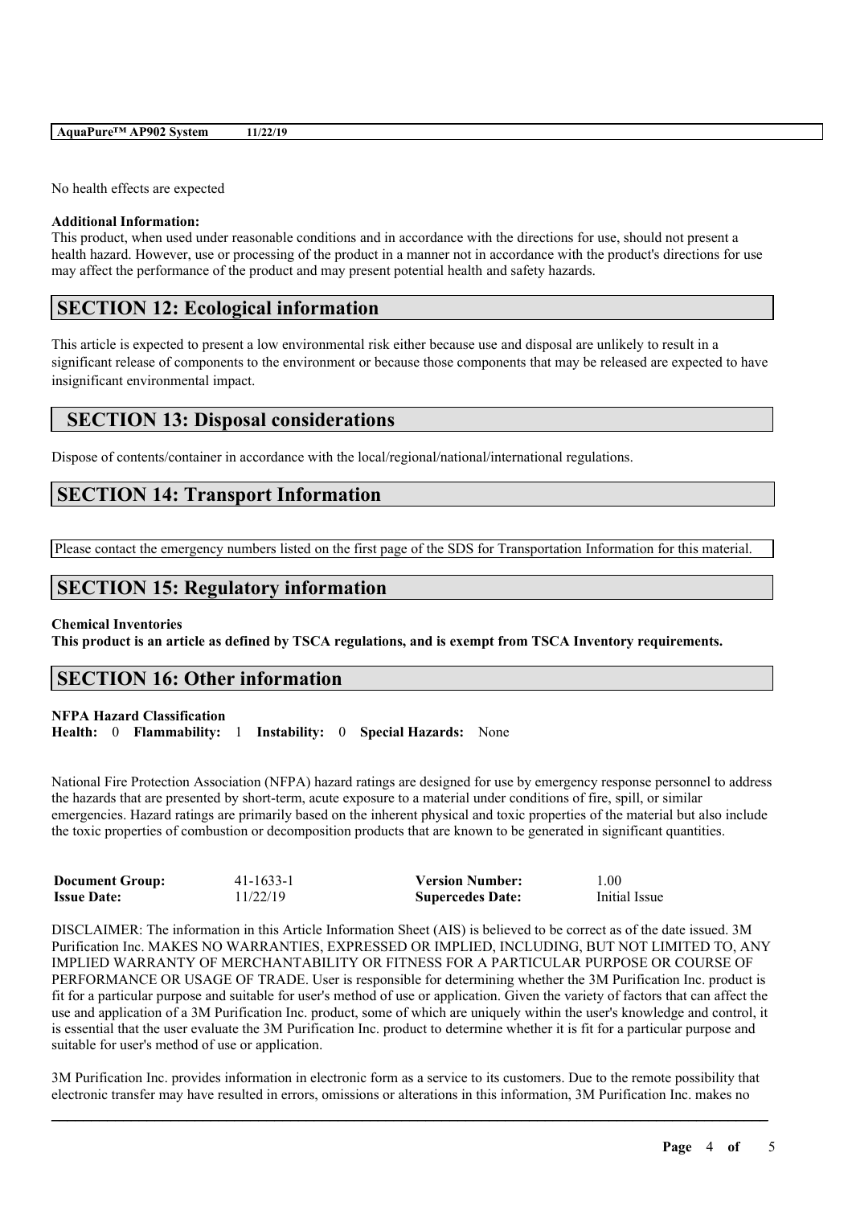No health effects are expected

**Additional Information:**
This product, when used under reasonable conditions and in accordance with the directions for use, should not present a health hazard. However, use or processing of the product in a manner not in accordance with the product's directions for use may affect the performance of the product and may present potential health and safety hazards.

## SECTION 12: Ecological information

This article is expected to present a low environmental risk either because use and disposal are unlikely to result in a significant release of components to the environment or because those components that may be released are expected to have insignificant environmental impact.

## SECTION 13: Disposal considerations

Dispose of contents/container in accordance with the local/regional/national/international regulations.

## SECTION 14: Transport Information

Please contact the emergency numbers listed on the first page of the SDS for Transportation Information for this material.

## SECTION 15: Regulatory information

**Chemical Inventories**
**This product is an article as defined by TSCA regulations, and is exempt from TSCA Inventory requirements.**

## SECTION 16: Other information

**NFPA Hazard Classification**
**Health:** 0 **Flammability:** 1 **Instability:** 0 **Special Hazards:** None

National Fire Protection Association (NFPA) hazard ratings are designed for use by emergency response personnel to address the hazards that are presented by short-term, acute exposure to a material under conditions of fire, spill, or similar emergencies. Hazard ratings are primarily based on the inherent physical and toxic properties of the material but also include the toxic properties of combustion or decomposition products that are known to be generated in significant quantities.

| | | | |
|---|---|---|---|
| **Document Group:** | 41-1633-1 | **Version Number:** | 1.00 |
| **Issue Date:** | 11/22/19 | **Supercedes Date:** | Initial Issue |

DISCLAIMER: The information in this Article Information Sheet (AIS) is believed to be correct as of the date issued. 3M Purification Inc. MAKES NO WARRANTIES, EXPRESSED OR IMPLIED, INCLUDING, BUT NOT LIMITED TO, ANY IMPLIED WARRANTY OF MERCHANTABILITY OR FITNESS FOR A PARTICULAR PURPOSE OR COURSE OF PERFORMANCE OR USAGE OF TRADE. User is responsible for determining whether the 3M Purification Inc. product is fit for a particular purpose and suitable for user's method of use or application. Given the variety of factors that can affect the use and application of a 3M Purification Inc. product, some of which are uniquely within the user's knowledge and control, it is essential that the user evaluate the 3M Purification Inc. product to determine whether it is fit for a particular purpose and suitable for user's method of use or application.

3M Purification Inc. provides information in electronic form as a service to its customers. Due to the remote possibility that electronic transfer may have resulted in errors, omissions or alterations in this information, 3M Purification Inc. makes no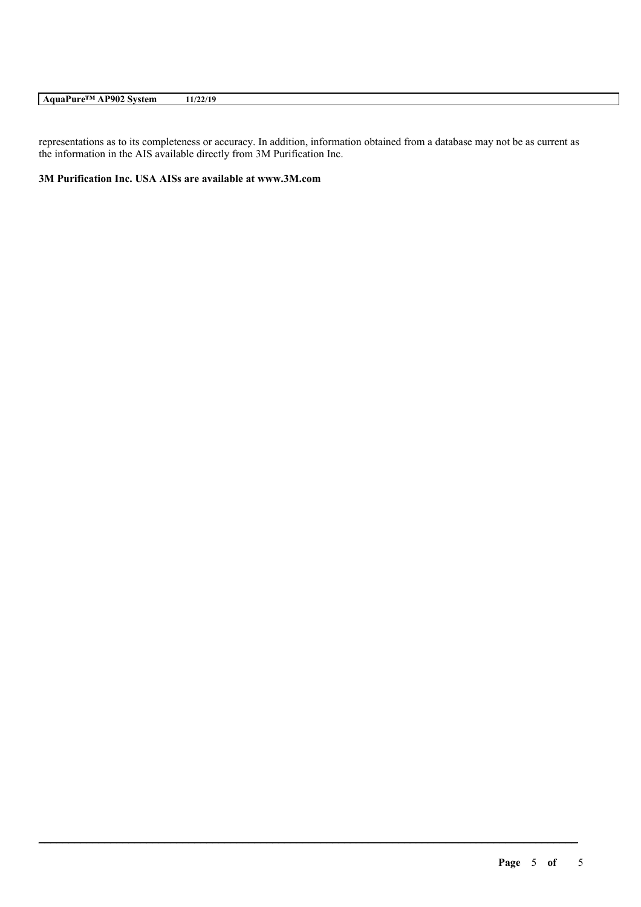representations as to its completeness or accuracy. In addition, information obtained from a database may not be as current as the information in the AIS available directly from 3M Purification Inc.

**3M Purification Inc. USA AISs are available at www.3M.com**